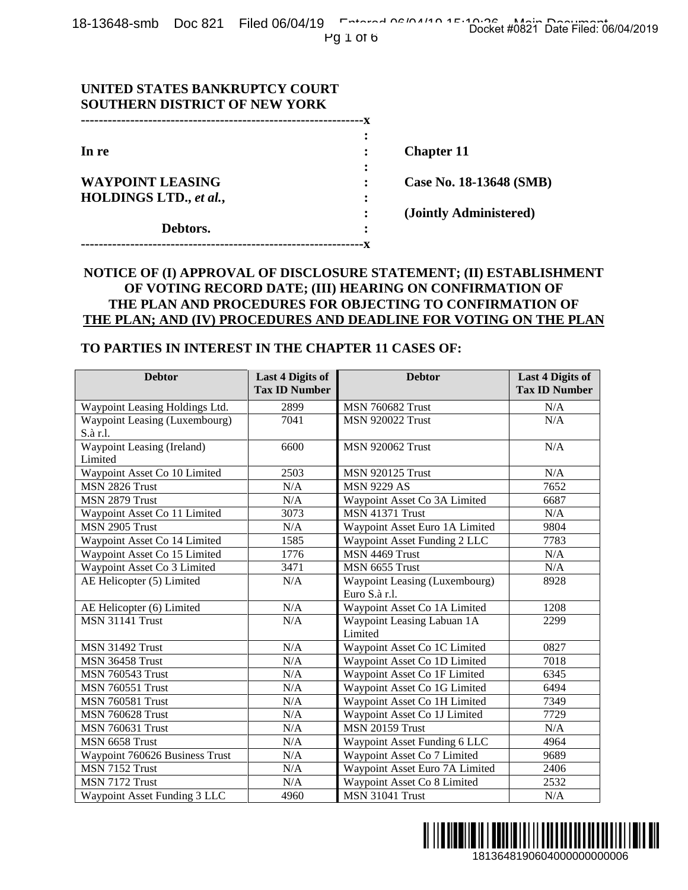**UNITED STATES BANKRUPTCY COURT**
**SOUTHERN DISTRICT OF NEW YORK**

| | | |
|---|---|---|
| **In re** | : | **Chapter 11** |
| **WAYPOINT LEASING HOLDINGS LTD.,** ***et al.,*** | : | **Case No. 18-13648 (SMB)** |
| | : | **(Jointly Administered)** |
| **Debtors.** | : | |

## NOTICE OF (I) APPROVAL OF DISCLOSURE STATEMENT; (II) ESTABLISHMENT OF VOTING RECORD DATE; (III) HEARING ON CONFIRMATION OF THE PLAN AND PROCEDURES FOR OBJECTING TO CONFIRMATION OF THE PLAN; AND (IV) PROCEDURES AND DEADLINE FOR VOTING ON THE PLAN

### TO PARTIES IN INTEREST IN THE CHAPTER 11 CASES OF:

| Debtor | Last 4 Digits of Tax ID Number | Debtor | Last 4 Digits of Tax ID Number |
|---|---|---|---|
| Waypoint Leasing Holdings Ltd. | 2899 | MSN 760682 Trust | N/A |
| Waypoint Leasing (Luxembourg) S.à r.l. | 7041 | MSN 920022 Trust | N/A |
| Waypoint Leasing (Ireland) Limited | 6600 | MSN 920062 Trust | N/A |
| Waypoint Asset Co 10 Limited | 2503 | MSN 920125 Trust | N/A |
| MSN 2826 Trust | N/A | MSN 9229 AS | 7652 |
| MSN 2879 Trust | N/A | Waypoint Asset Co 3A Limited | 6687 |
| Waypoint Asset Co 11 Limited | 3073 | MSN 41371 Trust | N/A |
| MSN 2905 Trust | N/A | Waypoint Asset Euro 1A Limited | 9804 |
| Waypoint Asset Co 14 Limited | 1585 | Waypoint Asset Funding 2 LLC | 7783 |
| Waypoint Asset Co 15 Limited | 1776 | MSN 4469 Trust | N/A |
| Waypoint Asset Co 3 Limited | 3471 | MSN 6655 Trust | N/A |
| AE Helicopter (5) Limited | N/A | Waypoint Leasing (Luxembourg) Euro S.à r.l. | 8928 |
| AE Helicopter (6) Limited | N/A | Waypoint Asset Co 1A Limited | 1208 |
| MSN 31141 Trust | N/A | Waypoint Leasing Labuan 1A Limited | 2299 |
| MSN 31492 Trust | N/A | Waypoint Asset Co 1C Limited | 0827 |
| MSN 36458 Trust | N/A | Waypoint Asset Co 1D Limited | 7018 |
| MSN 760543 Trust | N/A | Waypoint Asset Co 1F Limited | 6345 |
| MSN 760551 Trust | N/A | Waypoint Asset Co 1G Limited | 6494 |
| MSN 760581 Trust | N/A | Waypoint Asset Co 1H Limited | 7349 |
| MSN 760628 Trust | N/A | Waypoint Asset Co 1J Limited | 7729 |
| MSN 760631 Trust | N/A | MSN 20159 Trust | N/A |
| MSN 6658 Trust | N/A | Waypoint Asset Funding 6 LLC | 4964 |
| Waypoint 760626 Business Trust | N/A | Waypoint Asset Co 7 Limited | 9689 |
| MSN 7152 Trust | N/A | Waypoint Asset Euro 7A Limited | 2406 |
| MSN 7172 Trust | N/A | Waypoint Asset Co 8 Limited | 2532 |
| Waypoint Asset Funding 3 LLC | 4960 | MSN 31041 Trust | N/A |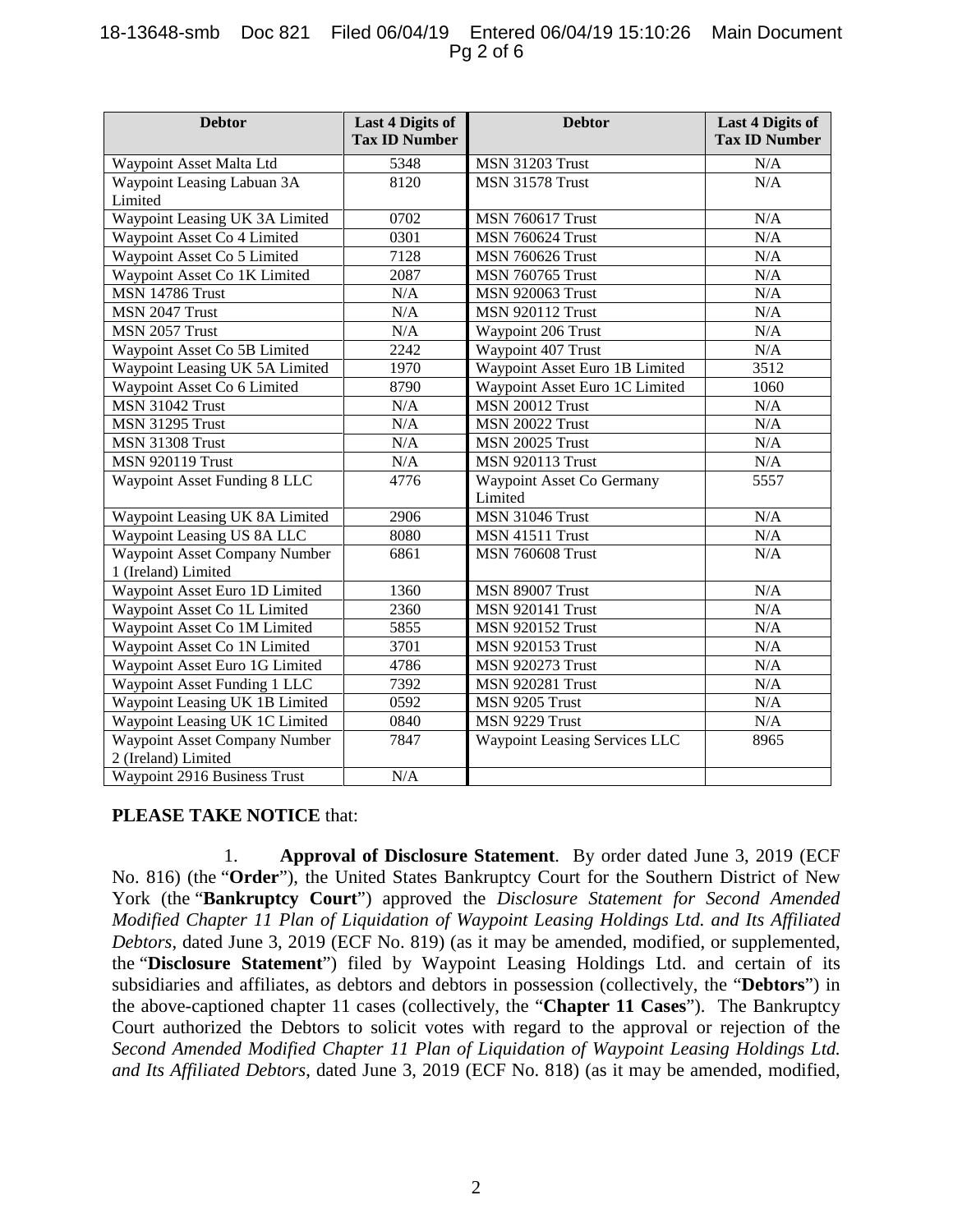| Debtor | Last 4 Digits of Tax ID Number | Debtor | Last 4 Digits of Tax ID Number |
|---|---|---|---|
| Waypoint Asset Malta Ltd | 5348 | MSN 31203 Trust | N/A |
| Waypoint Leasing Labuan 3A Limited | 8120 | MSN 31578 Trust | N/A |
| Waypoint Leasing UK 3A Limited | 0702 | MSN 760617 Trust | N/A |
| Waypoint Asset Co 4 Limited | 0301 | MSN 760624 Trust | N/A |
| Waypoint Asset Co 5 Limited | 7128 | MSN 760626 Trust | N/A |
| Waypoint Asset Co 1K Limited | 2087 | MSN 760765 Trust | N/A |
| MSN 14786 Trust | N/A | MSN 920063 Trust | N/A |
| MSN 2047 Trust | N/A | MSN 920112 Trust | N/A |
| MSN 2057 Trust | N/A | Waypoint 206 Trust | N/A |
| Waypoint Asset Co 5B Limited | 2242 | Waypoint 407 Trust | N/A |
| Waypoint Leasing UK 5A Limited | 1970 | Waypoint Asset Euro 1B Limited | 3512 |
| Waypoint Asset Co 6 Limited | 8790 | Waypoint Asset Euro 1C Limited | 1060 |
| MSN 31042 Trust | N/A | MSN 20012 Trust | N/A |
| MSN 31295 Trust | N/A | MSN 20022 Trust | N/A |
| MSN 31308 Trust | N/A | MSN 20025 Trust | N/A |
| MSN 920119 Trust | N/A | MSN 920113 Trust | N/A |
| Waypoint Asset Funding 8 LLC | 4776 | Waypoint Asset Co Germany Limited | 5557 |
| Waypoint Leasing UK 8A Limited | 2906 | MSN 31046 Trust | N/A |
| Waypoint Leasing US 8A LLC | 8080 | MSN 41511 Trust | N/A |
| Waypoint Asset Company Number 1 (Ireland) Limited | 6861 | MSN 760608 Trust | N/A |
| Waypoint Asset Euro 1D Limited | 1360 | MSN 89007 Trust | N/A |
| Waypoint Asset Co 1L Limited | 2360 | MSN 920141 Trust | N/A |
| Waypoint Asset Co 1M Limited | 5855 | MSN 920152 Trust | N/A |
| Waypoint Asset Co 1N Limited | 3701 | MSN 920153 Trust | N/A |
| Waypoint Asset Euro 1G Limited | 4786 | MSN 920273 Trust | N/A |
| Waypoint Asset Funding 1 LLC | 7392 | MSN 920281 Trust | N/A |
| Waypoint Leasing UK 1B Limited | 0592 | MSN 9205 Trust | N/A |
| Waypoint Leasing UK 1C Limited | 0840 | MSN 9229 Trust | N/A |
| Waypoint Asset Company Number 2 (Ireland) Limited | 7847 | Waypoint Leasing Services LLC | 8965 |
| Waypoint 2916 Business Trust | N/A | | |

**PLEASE TAKE NOTICE** that:

1. **Approval of Disclosure Statement**. By order dated June 3, 2019 (ECF No. 816) (the "**Order**"), the United States Bankruptcy Court for the Southern District of New York (the "**Bankruptcy Court**") approved the *Disclosure Statement for Second Amended Modified Chapter 11 Plan of Liquidation of Waypoint Leasing Holdings Ltd. and Its Affiliated Debtors*, dated June 3, 2019 (ECF No. 819) (as it may be amended, modified, or supplemented, the "**Disclosure Statement**") filed by Waypoint Leasing Holdings Ltd. and certain of its subsidiaries and affiliates, as debtors and debtors in possession (collectively, the "**Debtors**") in the above-captioned chapter 11 cases (collectively, the "**Chapter 11 Cases**"). The Bankruptcy Court authorized the Debtors to solicit votes with regard to the approval or rejection of the *Second Amended Modified Chapter 11 Plan of Liquidation of Waypoint Leasing Holdings Ltd. and Its Affiliated Debtors*, dated June 3, 2019 (ECF No. 818) (as it may be amended, modified,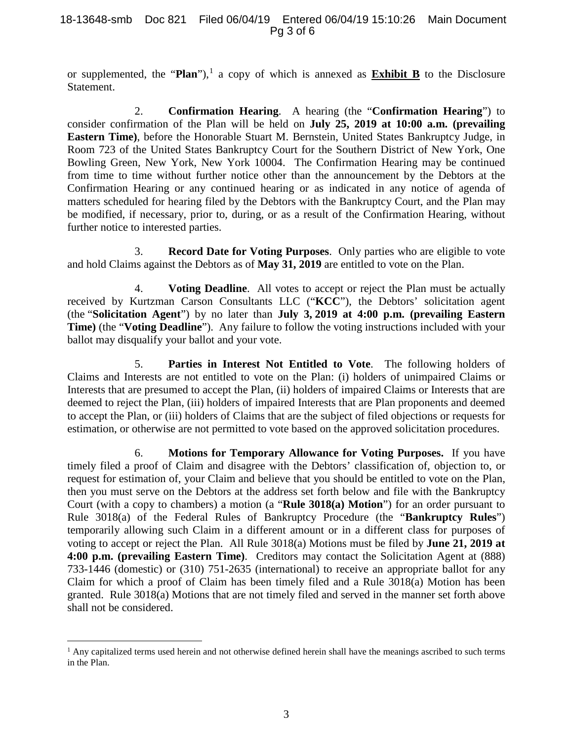or supplemented, the "**Plan**"),[1] a copy of which is annexed as **Exhibit B** to the Disclosure Statement.

2. **Confirmation Hearing**. A hearing (the "**Confirmation Hearing**") to consider confirmation of the Plan will be held on **July 25, 2019 at 10:00 a.m. (prevailing Eastern Time)**, before the Honorable Stuart M. Bernstein, United States Bankruptcy Judge, in Room 723 of the United States Bankruptcy Court for the Southern District of New York, One Bowling Green, New York, New York 10004. The Confirmation Hearing may be continued from time to time without further notice other than the announcement by the Debtors at the Confirmation Hearing or any continued hearing or as indicated in any notice of agenda of matters scheduled for hearing filed by the Debtors with the Bankruptcy Court, and the Plan may be modified, if necessary, prior to, during, or as a result of the Confirmation Hearing, without further notice to interested parties.

3. **Record Date for Voting Purposes**. Only parties who are eligible to vote and hold Claims against the Debtors as of **May 31, 2019** are entitled to vote on the Plan.

4. **Voting Deadline**. All votes to accept or reject the Plan must be actually received by Kurtzman Carson Consultants LLC ("**KCC**"), the Debtors' solicitation agent (the "**Solicitation Agent**") by no later than **July 3, 2019 at 4:00 p.m. (prevailing Eastern Time)** (the "**Voting Deadline**"). Any failure to follow the voting instructions included with your ballot may disqualify your ballot and your vote.

5. **Parties in Interest Not Entitled to Vote**. The following holders of Claims and Interests are not entitled to vote on the Plan: (i) holders of unimpaired Claims or Interests that are presumed to accept the Plan, (ii) holders of impaired Claims or Interests that are deemed to reject the Plan, (iii) holders of impaired Interests that are Plan proponents and deemed to accept the Plan, or (iii) holders of Claims that are the subject of filed objections or requests for estimation, or otherwise are not permitted to vote based on the approved solicitation procedures.

6. **Motions for Temporary Allowance for Voting Purposes.** If you have timely filed a proof of Claim and disagree with the Debtors' classification of, objection to, or request for estimation of, your Claim and believe that you should be entitled to vote on the Plan, then you must serve on the Debtors at the address set forth below and file with the Bankruptcy Court (with a copy to chambers) a motion (a "**Rule 3018(a) Motion**") for an order pursuant to Rule 3018(a) of the Federal Rules of Bankruptcy Procedure (the "**Bankruptcy Rules**") temporarily allowing such Claim in a different amount or in a different class for purposes of voting to accept or reject the Plan. All Rule 3018(a) Motions must be filed by **June 21, 2019 at 4:00 p.m. (prevailing Eastern Time)**. Creditors may contact the Solicitation Agent at (888) 733-1446 (domestic) or (310) 751-2635 (international) to receive an appropriate ballot for any Claim for which a proof of Claim has been timely filed and a Rule 3018(a) Motion has been granted. Rule 3018(a) Motions that are not timely filed and served in the manner set forth above shall not be considered.

---

[1] Any capitalized terms used herein and not otherwise defined herein shall have the meanings ascribed to such terms in the Plan.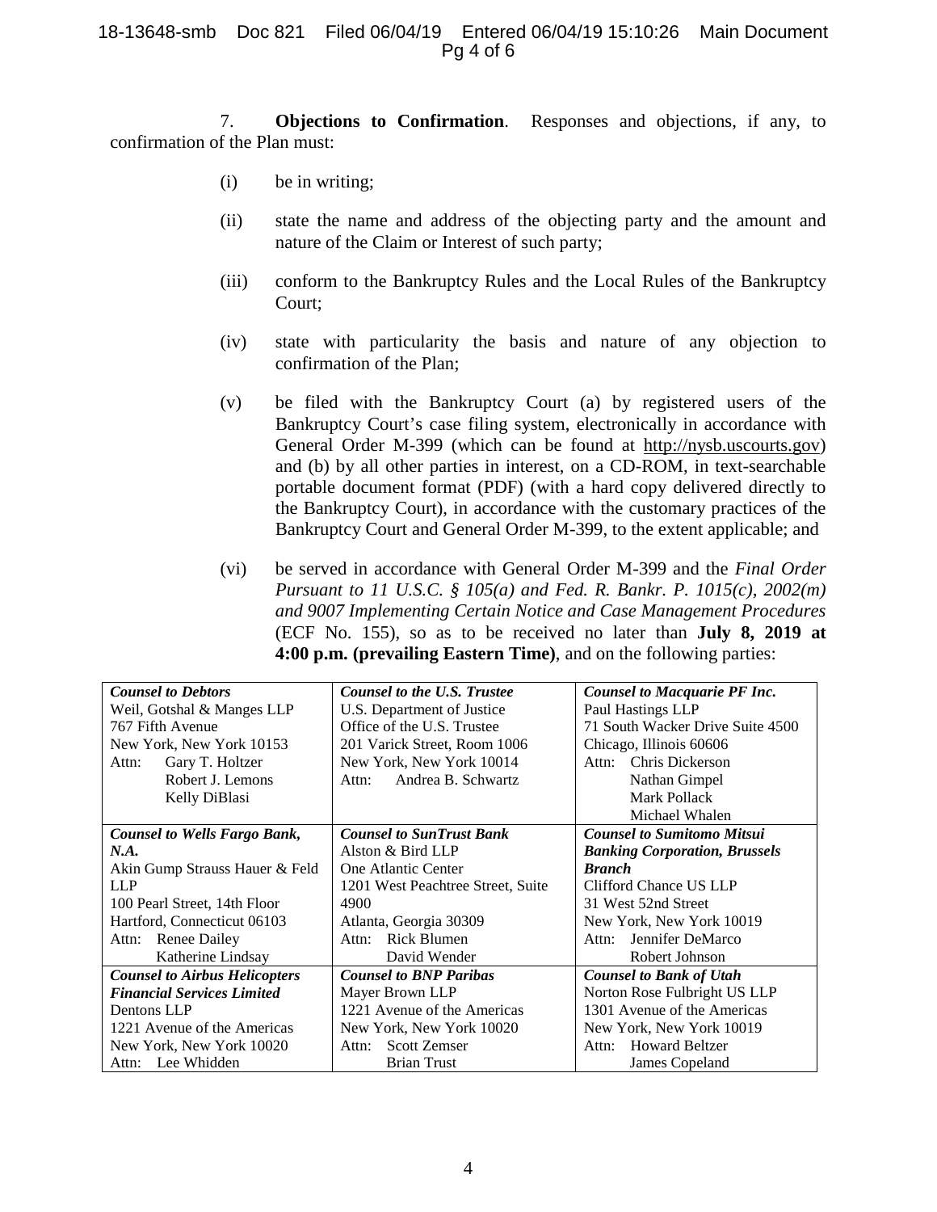7. **Objections to Confirmation**. Responses and objections, if any, to confirmation of the Plan must:

(i) be in writing;

(ii) state the name and address of the objecting party and the amount and nature of the Claim or Interest of such party;

(iii) conform to the Bankruptcy Rules and the Local Rules of the Bankruptcy Court;

(iv) state with particularity the basis and nature of any objection to confirmation of the Plan;

(v) be filed with the Bankruptcy Court (a) by registered users of the Bankruptcy Court's case filing system, electronically in accordance with General Order M-399 (which can be found at http://nysb.uscourts.gov) and (b) by all other parties in interest, on a CD-ROM, in text-searchable portable document format (PDF) (with a hard copy delivered directly to the Bankruptcy Court), in accordance with the customary practices of the Bankruptcy Court and General Order M-399, to the extent applicable; and

(vi) be served in accordance with General Order M-399 and the *Final Order Pursuant to 11 U.S.C. § 105(a) and Fed. R. Bankr. P. 1015(c), 2002(m) and 9007 Implementing Certain Notice and Case Management Procedures* (ECF No. 155), so as to be received no later than **July 8, 2019 at 4:00 p.m. (prevailing Eastern Time)**, and on the following parties:

| | | |
|---|---|---|
| ***Counsel to Debtors***<br>Weil, Gotshal & Manges LLP<br>767 Fifth Avenue<br>New York, New York 10153<br>Attn: Gary T. Holtzer<br>Robert J. Lemons<br>Kelly DiBlasi | ***Counsel to the U.S. Trustee***<br>U.S. Department of Justice<br>Office of the U.S. Trustee<br>201 Varick Street, Room 1006<br>New York, New York 10014<br>Attn: Andrea B. Schwartz | ***Counsel to Macquarie PF Inc.***<br>Paul Hastings LLP<br>71 South Wacker Drive Suite 4500<br>Chicago, Illinois 60606<br>Attn: Chris Dickerson<br>Nathan Gimpel<br>Mark Pollack<br>Michael Whalen |
| ***Counsel to Wells Fargo Bank, N.A.***<br>Akin Gump Strauss Hauer & Feld LLP<br>100 Pearl Street, 14th Floor<br>Hartford, Connecticut 06103<br>Attn: Renee Dailey<br>Katherine Lindsay | ***Counsel to SunTrust Bank***<br>Alston & Bird LLP<br>One Atlantic Center<br>1201 West Peachtree Street, Suite 4900<br>Atlanta, Georgia 30309<br>Attn: Rick Blumen<br>David Wender | ***Counsel to Sumitomo Mitsui Banking Corporation, Brussels Branch***<br>Clifford Chance US LLP<br>31 West 52nd Street<br>New York, New York 10019<br>Attn: Jennifer DeMarco<br>Robert Johnson |
| ***Counsel to Airbus Helicopters Financial Services Limited***<br>Dentons LLP<br>1221 Avenue of the Americas<br>New York, New York 10020<br>Attn: Lee Whidden | ***Counsel to BNP Paribas***<br>Mayer Brown LLP<br>1221 Avenue of the Americas<br>New York, New York 10020<br>Attn: Scott Zemser<br>Brian Trust | ***Counsel to Bank of Utah***<br>Norton Rose Fulbright US LLP<br>1301 Avenue of the Americas<br>New York, New York 10019<br>Attn: Howard Beltzer<br>James Copeland |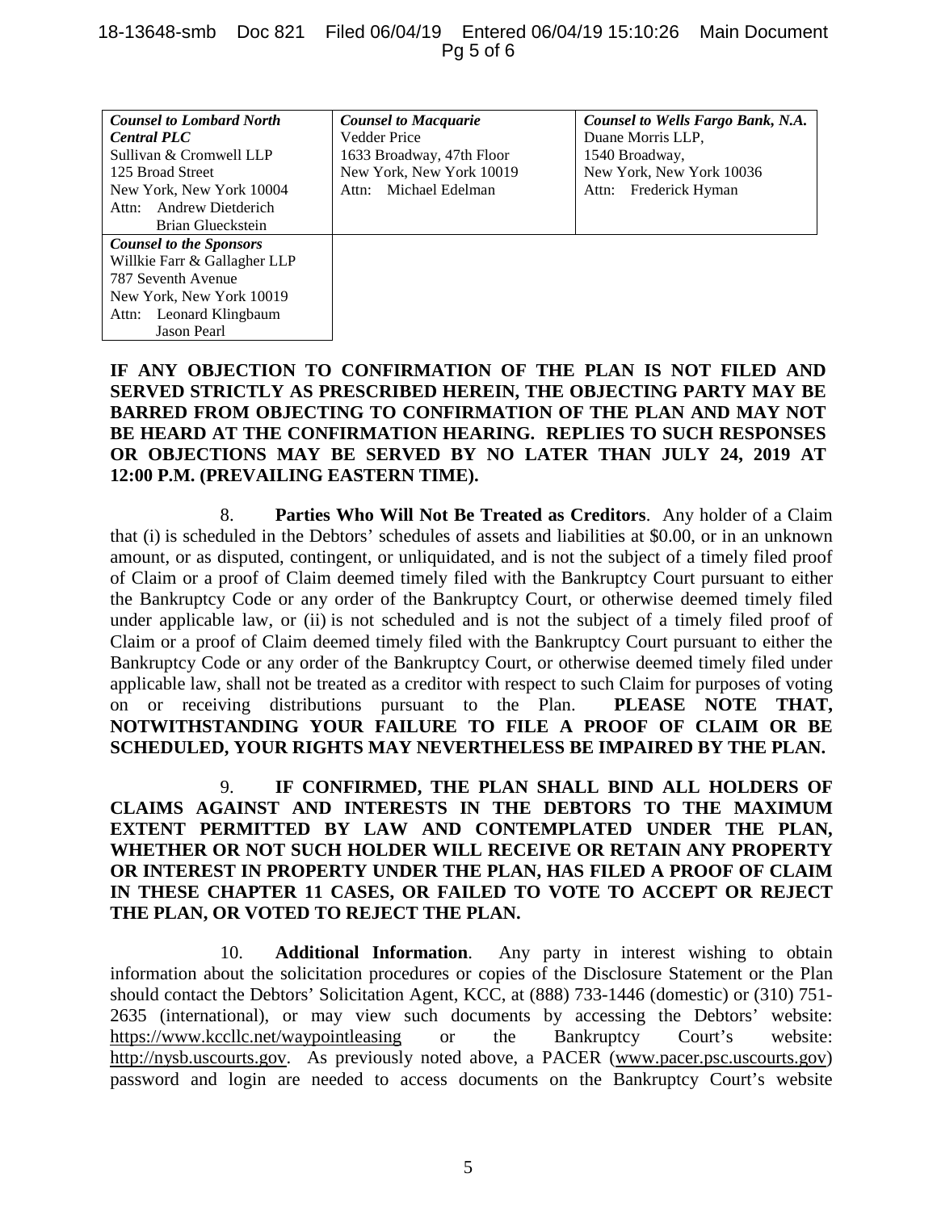| ***Counsel to Lombard North Central PLC*** | ***Counsel to Macquarie*** | ***Counsel to Wells Fargo Bank, N.A.*** |
| --- | --- | --- |
| Sullivan & Cromwell LLP<br>125 Broad Street<br>New York, New York 10004<br>Attn: Andrew Dietderich<br>Brian Glueckstein | Vedder Price<br>1633 Broadway, 47th Floor<br>New York, New York 10019<br>Attn: Michael Edelman | Duane Morris LLP,<br>1540 Broadway,<br>New York, New York 10036<br>Attn: Frederick Hyman |
| ***Counsel to the Sponsors***<br>Willkie Farr & Gallagher LLP<br>787 Seventh Avenue<br>New York, New York 10019<br>Attn: Leonard Klingbaum<br>Jason Pearl | | |

**IF ANY OBJECTION TO CONFIRMATION OF THE PLAN IS NOT FILED AND SERVED STRICTLY AS PRESCRIBED HEREIN, THE OBJECTING PARTY MAY BE BARRED FROM OBJECTING TO CONFIRMATION OF THE PLAN AND MAY NOT BE HEARD AT THE CONFIRMATION HEARING. REPLIES TO SUCH RESPONSES OR OBJECTIONS MAY BE SERVED BY NO LATER THAN JULY 24, 2019 AT 12:00 P.M. (PREVAILING EASTERN TIME).**

8. **Parties Who Will Not Be Treated as Creditors**. Any holder of a Claim that (i) is scheduled in the Debtors' schedules of assets and liabilities at $0.00, or in an unknown amount, or as disputed, contingent, or unliquidated, and is not the subject of a timely filed proof of Claim or a proof of Claim deemed timely filed with the Bankruptcy Court pursuant to either the Bankruptcy Code or any order of the Bankruptcy Court, or otherwise deemed timely filed under applicable law, or (ii) is not scheduled and is not the subject of a timely filed proof of Claim or a proof of Claim deemed timely filed with the Bankruptcy Court pursuant to either the Bankruptcy Code or any order of the Bankruptcy Court, or otherwise deemed timely filed under applicable law, shall not be treated as a creditor with respect to such Claim for purposes of voting on or receiving distributions pursuant to the Plan. **PLEASE NOTE THAT, NOTWITHSTANDING YOUR FAILURE TO FILE A PROOF OF CLAIM OR BE SCHEDULED, YOUR RIGHTS MAY NEVERTHELESS BE IMPAIRED BY THE PLAN.**

9. **IF CONFIRMED, THE PLAN SHALL BIND ALL HOLDERS OF CLAIMS AGAINST AND INTERESTS IN THE DEBTORS TO THE MAXIMUM EXTENT PERMITTED BY LAW AND CONTEMPLATED UNDER THE PLAN, WHETHER OR NOT SUCH HOLDER WILL RECEIVE OR RETAIN ANY PROPERTY OR INTEREST IN PROPERTY UNDER THE PLAN, HAS FILED A PROOF OF CLAIM IN THESE CHAPTER 11 CASES, OR FAILED TO VOTE TO ACCEPT OR REJECT THE PLAN, OR VOTED TO REJECT THE PLAN.**

10. **Additional Information**. Any party in interest wishing to obtain information about the solicitation procedures or copies of the Disclosure Statement or the Plan should contact the Debtors' Solicitation Agent, KCC, at (888) 733-1446 (domestic) or (310) 751-2635 (international), or may view such documents by accessing the Debtors' website: https://www.kccllc.net/waypointleasing or the Bankruptcy Court's website: http://nysb.uscourts.gov. As previously noted above, a PACER (www.pacer.psc.uscourts.gov) password and login are needed to access documents on the Bankruptcy Court's website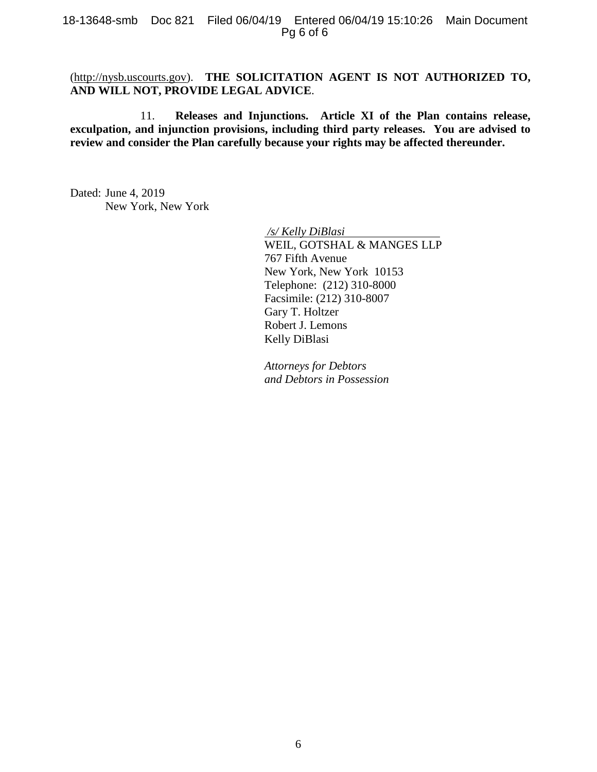(http://nysb.uscourts.gov). **THE SOLICITATION AGENT IS NOT AUTHORIZED TO, AND WILL NOT, PROVIDE LEGAL ADVICE**.

11. **Releases and Injunctions. Article XI of the Plan contains release, exculpation, and injunction provisions, including third party releases. You are advised to review and consider the Plan carefully because your rights may be affected thereunder.**

Dated: June 4, 2019
New York, New York

*/s/ Kelly DiBlasi*
WEIL, GOTSHAL & MANGES LLP
767 Fifth Avenue
New York, New York 10153
Telephone: (212) 310-8000
Facsimile: (212) 310-8007
Gary T. Holtzer
Robert J. Lemons
Kelly DiBlasi

*Attorneys for Debtors and Debtors in Possession*